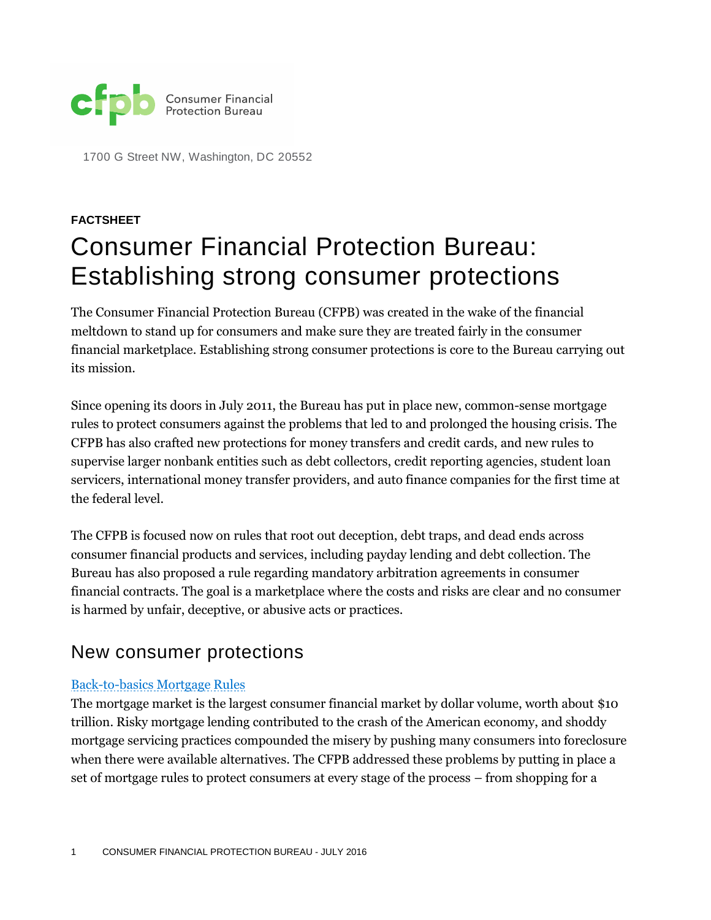cfpb Consumer Financial Protection Bureau

1700 G Street NW, Washington, DC 20552

**FACTSHEET**

# Consumer Financial Protection Bureau: Establishing strong consumer protections

The Consumer Financial Protection Bureau (CFPB) was created in the wake of the financial meltdown to stand up for consumers and make sure they are treated fairly in the consumer financial marketplace. Establishing strong consumer protections is core to the Bureau carrying out its mission.

Since opening its doors in July 2011, the Bureau has put in place new, common-sense mortgage rules to protect consumers against the problems that led to and prolonged the housing crisis. The CFPB has also crafted new protections for money transfers and credit cards, and new rules to supervise larger nonbank entities such as debt collectors, credit reporting agencies, student loan servicers, international money transfer providers, and auto finance companies for the first time at the federal level.

The CFPB is focused now on rules that root out deception, debt traps, and dead ends across consumer financial products and services, including payday lending and debt collection. The Bureau has also proposed a rule regarding mandatory arbitration agreements in consumer financial contracts. The goal is a marketplace where the costs and risks are clear and no consumer is harmed by unfair, deceptive, or abusive acts or practices.

## New consumer protections

### Back-to-basics Mortgage Rules

The mortgage market is the largest consumer financial market by dollar volume, worth about $10 trillion. Risky mortgage lending contributed to the crash of the American economy, and shoddy mortgage servicing practices compounded the misery by pushing many consumers into foreclosure when there were available alternatives. The CFPB addressed these problems by putting in place a set of mortgage rules to protect consumers at every stage of the process – from shopping for a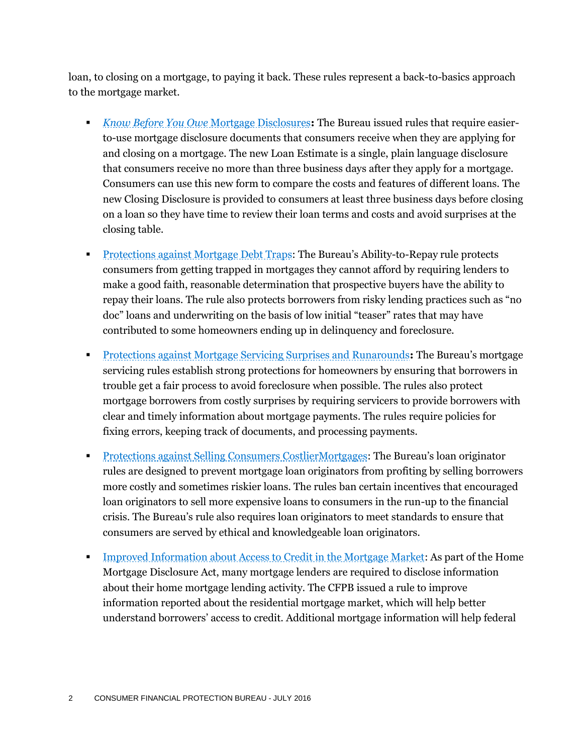loan, to closing on a mortgage, to paying it back. These rules represent a back-to-basics approach to the mortgage market.

- *Know Before You Owe* Mortgage Disclosures**:** The Bureau issued rules that require easier-to-use mortgage disclosure documents that consumers receive when they are applying for and closing on a mortgage. The new Loan Estimate is a single, plain language disclosure that consumers receive no more than three business days after they apply for a mortgage. Consumers can use this new form to compare the costs and features of different loans. The new Closing Disclosure is provided to consumers at least three business days before closing on a loan so they have time to review their loan terms and costs and avoid surprises at the closing table.

- Protections against Mortgage Debt Traps: The Bureau's Ability-to-Repay rule protects consumers from getting trapped in mortgages they cannot afford by requiring lenders to make a good faith, reasonable determination that prospective buyers have the ability to repay their loans. The rule also protects borrowers from risky lending practices such as "no doc" loans and underwriting on the basis of low initial "teaser" rates that may have contributed to some homeowners ending up in delinquency and foreclosure.

- Protections against Mortgage Servicing Surprises and Runarounds**:** The Bureau's mortgage servicing rules establish strong protections for homeowners by ensuring that borrowers in trouble get a fair process to avoid foreclosure when possible. The rules also protect mortgage borrowers from costly surprises by requiring servicers to provide borrowers with clear and timely information about mortgage payments. The rules require policies for fixing errors, keeping track of documents, and processing payments.

- Protections against Selling Consumers CostlierMortgages: The Bureau's loan originator rules are designed to prevent mortgage loan originators from profiting by selling borrowers more costly and sometimes riskier loans. The rules ban certain incentives that encouraged loan originators to sell more expensive loans to consumers in the run-up to the financial crisis. The Bureau's rule also requires loan originators to meet standards to ensure that consumers are served by ethical and knowledgeable loan originators.

- Improved Information about Access to Credit in the Mortgage Market: As part of the Home Mortgage Disclosure Act, many mortgage lenders are required to disclose information about their home mortgage lending activity. The CFPB issued a rule to improve information reported about the residential mortgage market, which will help better understand borrowers' access to credit. Additional mortgage information will help federal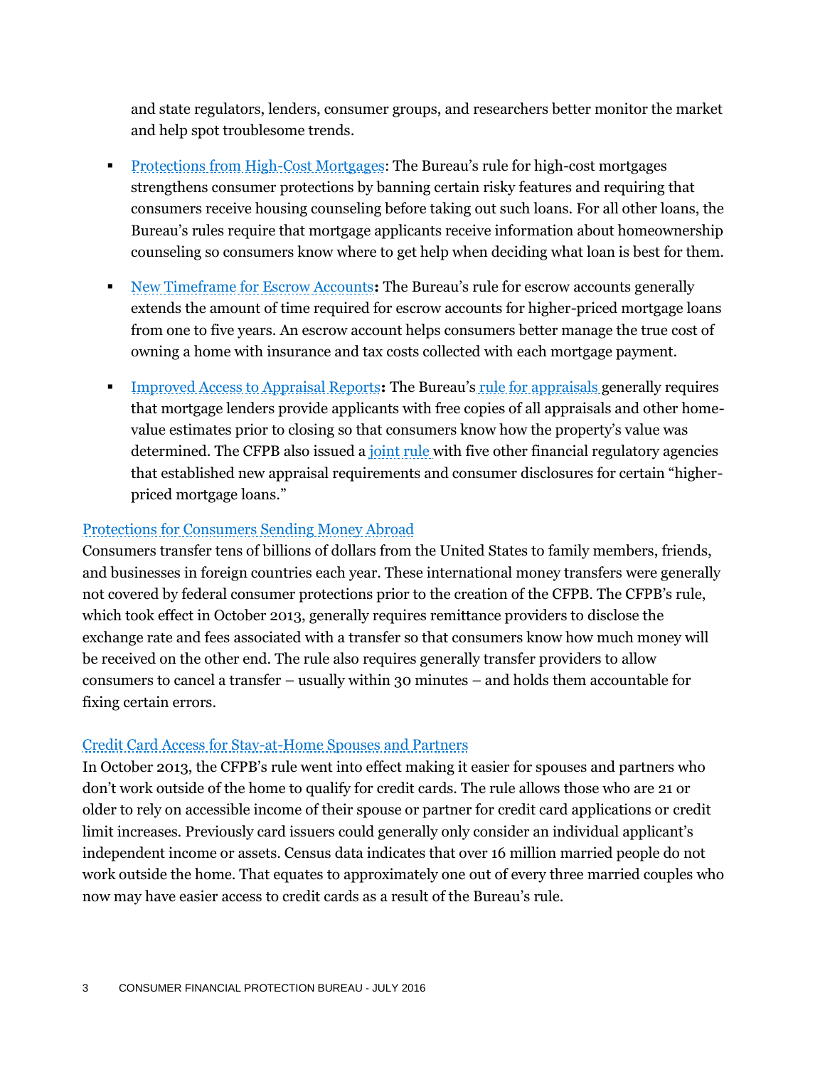and state regulators, lenders, consumer groups, and researchers better monitor the market and help spot troublesome trends.

- Protections from High-Cost Mortgages: The Bureau's rule for high-cost mortgages strengthens consumer protections by banning certain risky features and requiring that consumers receive housing counseling before taking out such loans. For all other loans, the Bureau's rules require that mortgage applicants receive information about homeownership counseling so consumers know where to get help when deciding what loan is best for them.

- New Timeframe for Escrow Accounts**:** The Bureau's rule for escrow accounts generally extends the amount of time required for escrow accounts for higher-priced mortgage loans from one to five years. An escrow account helps consumers better manage the true cost of owning a home with insurance and tax costs collected with each mortgage payment.

- Improved Access to Appraisal Reports**:** The Bureau's rule for appraisals generally requires that mortgage lenders provide applicants with free copies of all appraisals and other home-value estimates prior to closing so that consumers know how the property's value was determined. The CFPB also issued a joint rule with five other financial regulatory agencies that established new appraisal requirements and consumer disclosures for certain "higher-priced mortgage loans."

Protections for Consumers Sending Money Abroad

Consumers transfer tens of billions of dollars from the United States to family members, friends, and businesses in foreign countries each year. These international money transfers were generally not covered by federal consumer protections prior to the creation of the CFPB. The CFPB's rule, which took effect in October 2013, generally requires remittance providers to disclose the exchange rate and fees associated with a transfer so that consumers know how much money will be received on the other end. The rule also requires generally transfer providers to allow consumers to cancel a transfer – usually within 30 minutes – and holds them accountable for fixing certain errors.

Credit Card Access for Stay-at-Home Spouses and Partners

In October 2013, the CFPB's rule went into effect making it easier for spouses and partners who don't work outside of the home to qualify for credit cards. The rule allows those who are 21 or older to rely on accessible income of their spouse or partner for credit card applications or credit limit increases. Previously card issuers could generally only consider an individual applicant's independent income or assets. Census data indicates that over 16 million married people do not work outside the home. That equates to approximately one out of every three married couples who now may have easier access to credit cards as a result of the Bureau's rule.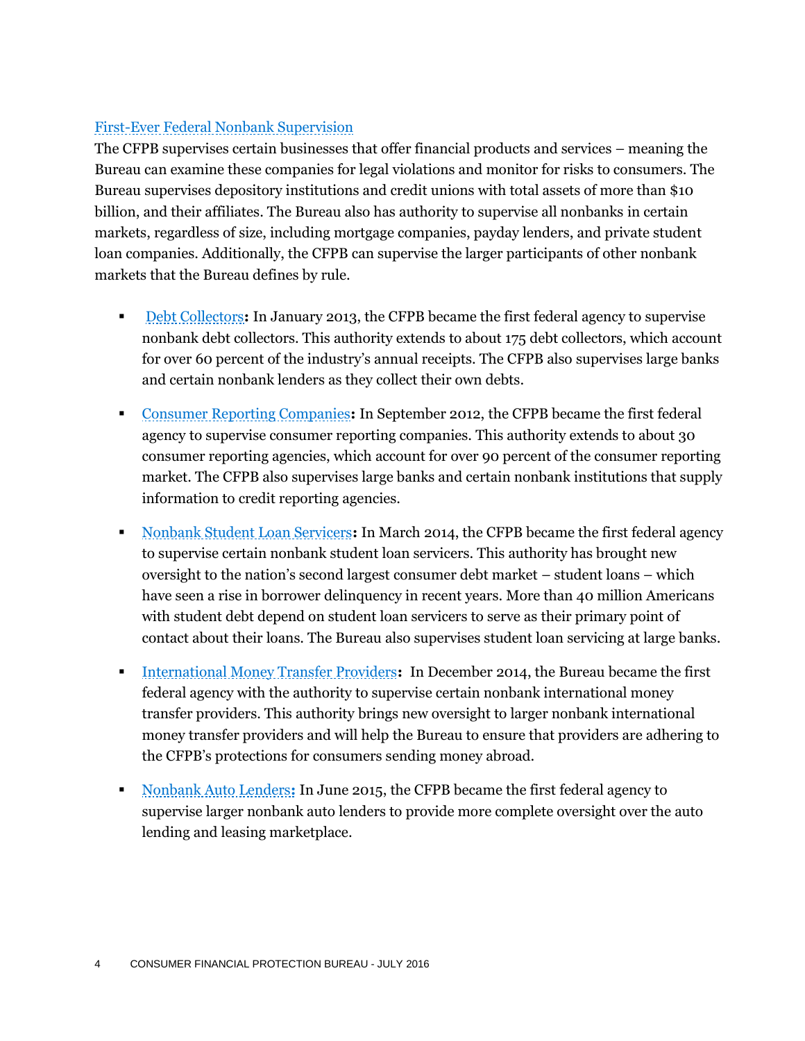## First-Ever Federal Nonbank Supervision

The CFPB supervises certain businesses that offer financial products and services – meaning the Bureau can examine these companies for legal violations and monitor for risks to consumers. The Bureau supervises depository institutions and credit unions with total assets of more than $10 billion, and their affiliates. The Bureau also has authority to supervise all nonbanks in certain markets, regardless of size, including mortgage companies, payday lenders, and private student loan companies. Additionally, the CFPB can supervise the larger participants of other nonbank markets that the Bureau defines by rule.

- Debt Collectors**:** In January 2013, the CFPB became the first federal agency to supervise nonbank debt collectors. This authority extends to about 175 debt collectors, which account for over 60 percent of the industry's annual receipts. The CFPB also supervises large banks and certain nonbank lenders as they collect their own debts.

- Consumer Reporting Companies**:** In September 2012, the CFPB became the first federal agency to supervise consumer reporting companies. This authority extends to about 30 consumer reporting agencies, which account for over 90 percent of the consumer reporting market. The CFPB also supervises large banks and certain nonbank institutions that supply information to credit reporting agencies.

- Nonbank Student Loan Servicers**:** In March 2014, the CFPB became the first federal agency to supervise certain nonbank student loan servicers. This authority has brought new oversight to the nation's second largest consumer debt market – student loans – which have seen a rise in borrower delinquency in recent years. More than 40 million Americans with student debt depend on student loan servicers to serve as their primary point of contact about their loans. The Bureau also supervises student loan servicing at large banks.

- International Money Transfer Providers**:** In December 2014, the Bureau became the first federal agency with the authority to supervise certain nonbank international money transfer providers. This authority brings new oversight to larger nonbank international money transfer providers and will help the Bureau to ensure that providers are adhering to the CFPB's protections for consumers sending money abroad.

- Nonbank Auto Lenders**:** In June 2015, the CFPB became the first federal agency to supervise larger nonbank auto lenders to provide more complete oversight over the auto lending and leasing marketplace.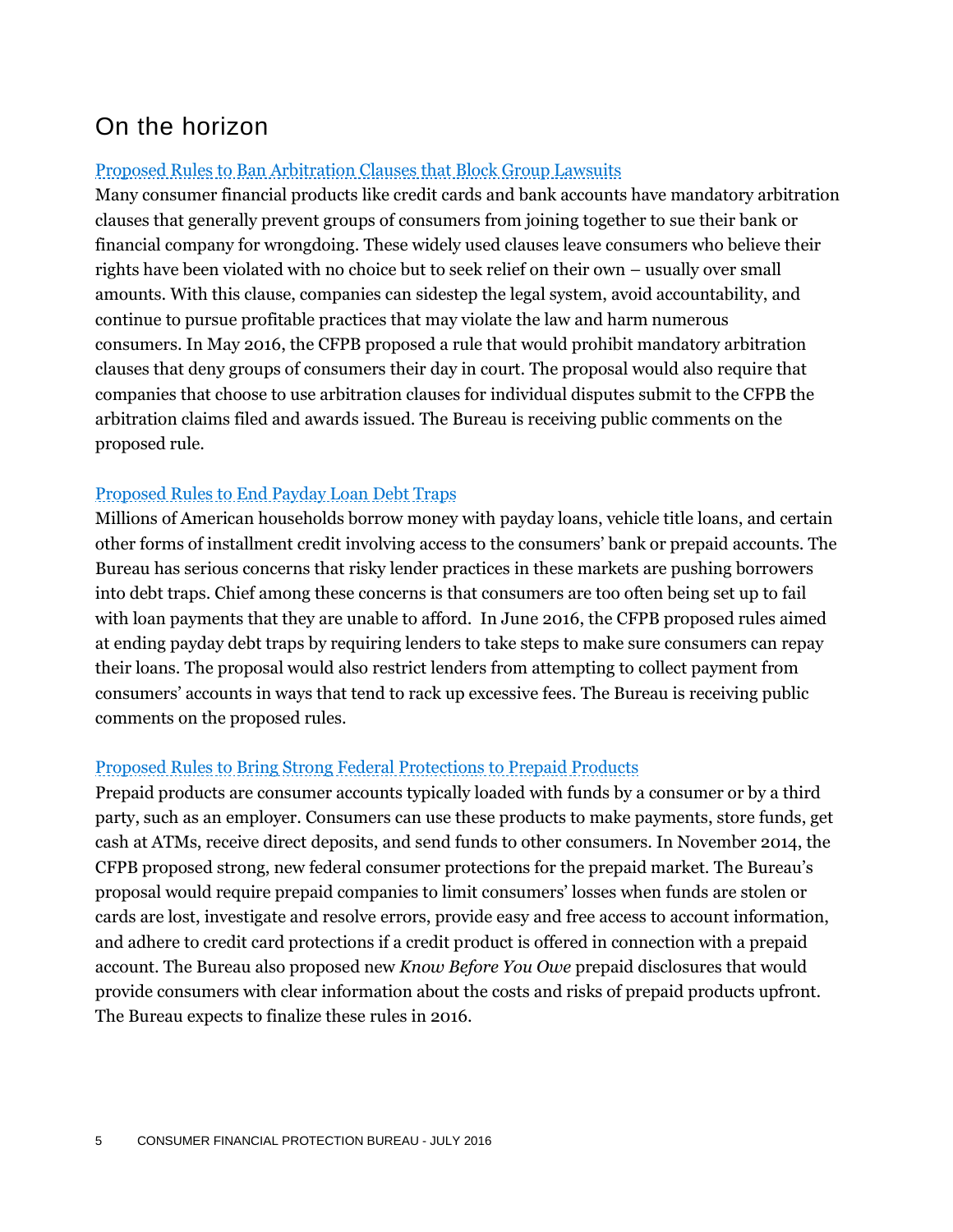## On the horizon

### Proposed Rules to Ban Arbitration Clauses that Block Group Lawsuits

Many consumer financial products like credit cards and bank accounts have mandatory arbitration clauses that generally prevent groups of consumers from joining together to sue their bank or financial company for wrongdoing. These widely used clauses leave consumers who believe their rights have been violated with no choice but to seek relief on their own – usually over small amounts. With this clause, companies can sidestep the legal system, avoid accountability, and continue to pursue profitable practices that may violate the law and harm numerous consumers. In May 2016, the CFPB proposed a rule that would prohibit mandatory arbitration clauses that deny groups of consumers their day in court. The proposal would also require that companies that choose to use arbitration clauses for individual disputes submit to the CFPB the arbitration claims filed and awards issued. The Bureau is receiving public comments on the proposed rule.

### Proposed Rules to End Payday Loan Debt Traps

Millions of American households borrow money with payday loans, vehicle title loans, and certain other forms of installment credit involving access to the consumers' bank or prepaid accounts. The Bureau has serious concerns that risky lender practices in these markets are pushing borrowers into debt traps. Chief among these concerns is that consumers are too often being set up to fail with loan payments that they are unable to afford. In June 2016, the CFPB proposed rules aimed at ending payday debt traps by requiring lenders to take steps to make sure consumers can repay their loans. The proposal would also restrict lenders from attempting to collect payment from consumers' accounts in ways that tend to rack up excessive fees. The Bureau is receiving public comments on the proposed rules.

### Proposed Rules to Bring Strong Federal Protections to Prepaid Products

Prepaid products are consumer accounts typically loaded with funds by a consumer or by a third party, such as an employer. Consumers can use these products to make payments, store funds, get cash at ATMs, receive direct deposits, and send funds to other consumers. In November 2014, the CFPB proposed strong, new federal consumer protections for the prepaid market. The Bureau's proposal would require prepaid companies to limit consumers' losses when funds are stolen or cards are lost, investigate and resolve errors, provide easy and free access to account information, and adhere to credit card protections if a credit product is offered in connection with a prepaid account. The Bureau also proposed new *Know Before You Owe* prepaid disclosures that would provide consumers with clear information about the costs and risks of prepaid products upfront. The Bureau expects to finalize these rules in 2016.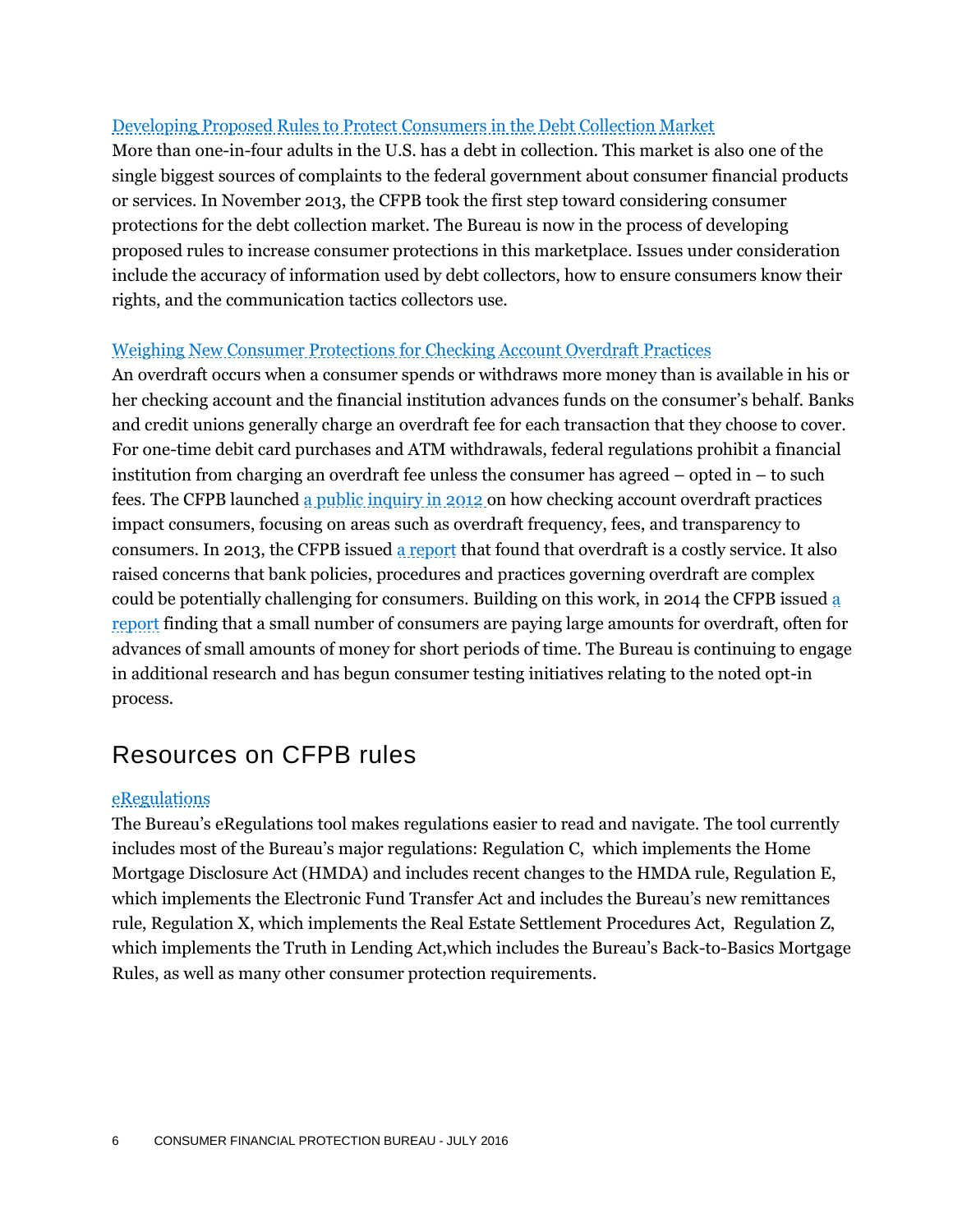[Developing Proposed Rules to Protect Consumers in the Debt Collection Market]

More than one-in-four adults in the U.S. has a debt in collection. This market is also one of the single biggest sources of complaints to the federal government about consumer financial products or services. In November 2013, the CFPB took the first step toward considering consumer protections for the debt collection market. The Bureau is now in the process of developing proposed rules to increase consumer protections in this marketplace. Issues under consideration include the accuracy of information used by debt collectors, how to ensure consumers know their rights, and the communication tactics collectors use.

[Weighing New Consumer Protections for Checking Account Overdraft Practices]

An overdraft occurs when a consumer spends or withdraws more money than is available in his or her checking account and the financial institution advances funds on the consumer's behalf. Banks and credit unions generally charge an overdraft fee for each transaction that they choose to cover. For one-time debit card purchases and ATM withdrawals, federal regulations prohibit a financial institution from charging an overdraft fee unless the consumer has agreed – opted in – to such fees. The CFPB launched [a public inquiry in 2012] on how checking account overdraft practices impact consumers, focusing on areas such as overdraft frequency, fees, and transparency to consumers. In 2013, the CFPB issued [a report] that found that overdraft is a costly service. It also raised concerns that bank policies, procedures and practices governing overdraft are complex could be potentially challenging for consumers. Building on this work, in 2014 the CFPB issued [a report] finding that a small number of consumers are paying large amounts for overdraft, often for advances of small amounts of money for short periods of time. The Bureau is continuing to engage in additional research and has begun consumer testing initiatives relating to the noted opt-in process.

## Resources on CFPB rules

[eRegulations]

The Bureau's eRegulations tool makes regulations easier to read and navigate. The tool currently includes most of the Bureau's major regulations: Regulation C, which implements the Home Mortgage Disclosure Act (HMDA) and includes recent changes to the HMDA rule, Regulation E, which implements the Electronic Fund Transfer Act and includes the Bureau's new remittances rule, Regulation X, which implements the Real Estate Settlement Procedures Act, Regulation Z, which implements the Truth in Lending Act,which includes the Bureau's Back-to-Basics Mortgage Rules, as well as many other consumer protection requirements.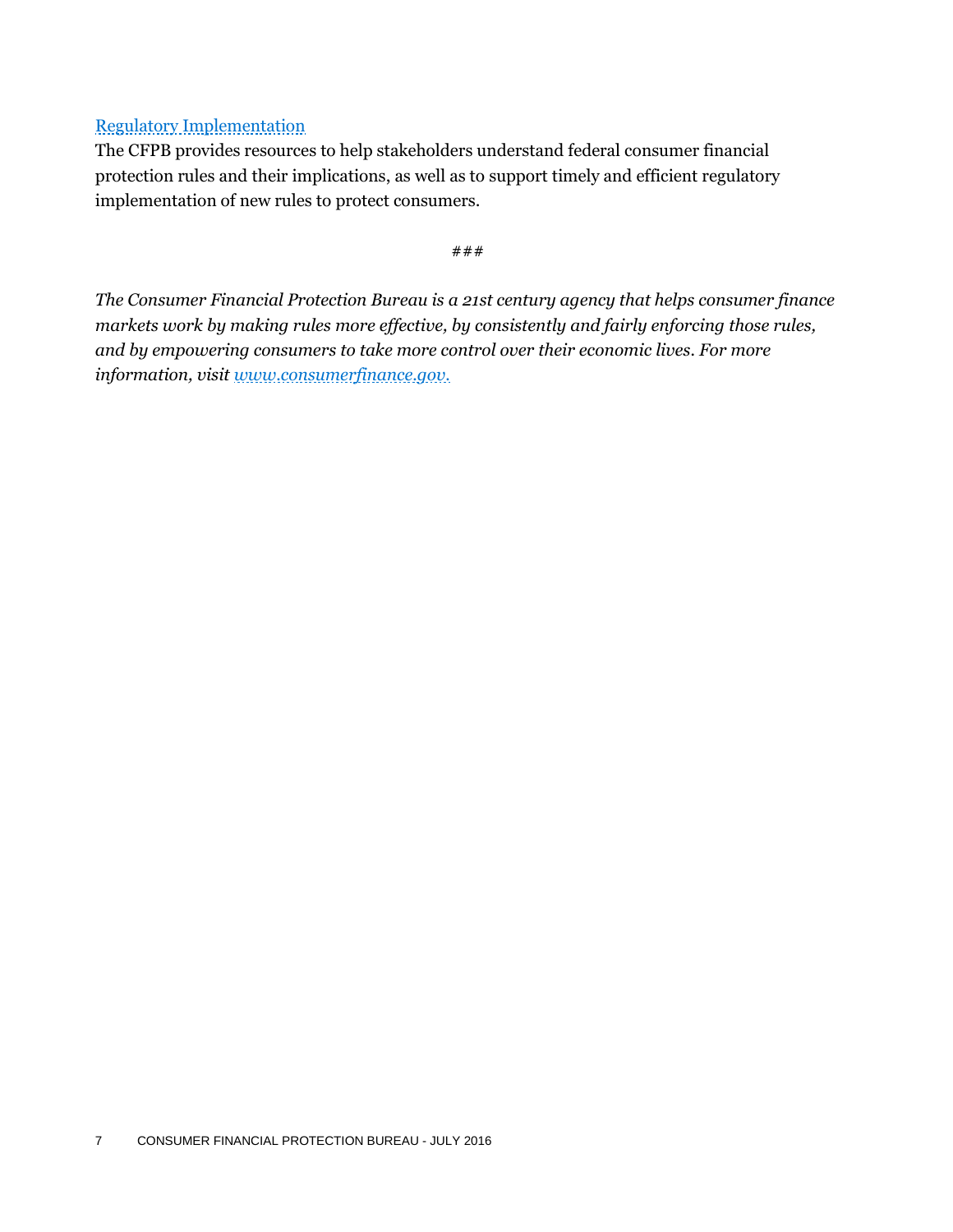[Regulatory Implementation](#)

The CFPB provides resources to help stakeholders understand federal consumer financial protection rules and their implications, as well as to support timely and efficient regulatory implementation of new rules to protect consumers.

###

*The Consumer Financial Protection Bureau is a 21st century agency that helps consumer finance markets work by making rules more effective, by consistently and fairly enforcing those rules, and by empowering consumers to take more control over their economic lives. For more information, visit [www.consumerfinance.gov.](http://www.consumerfinance.gov)*